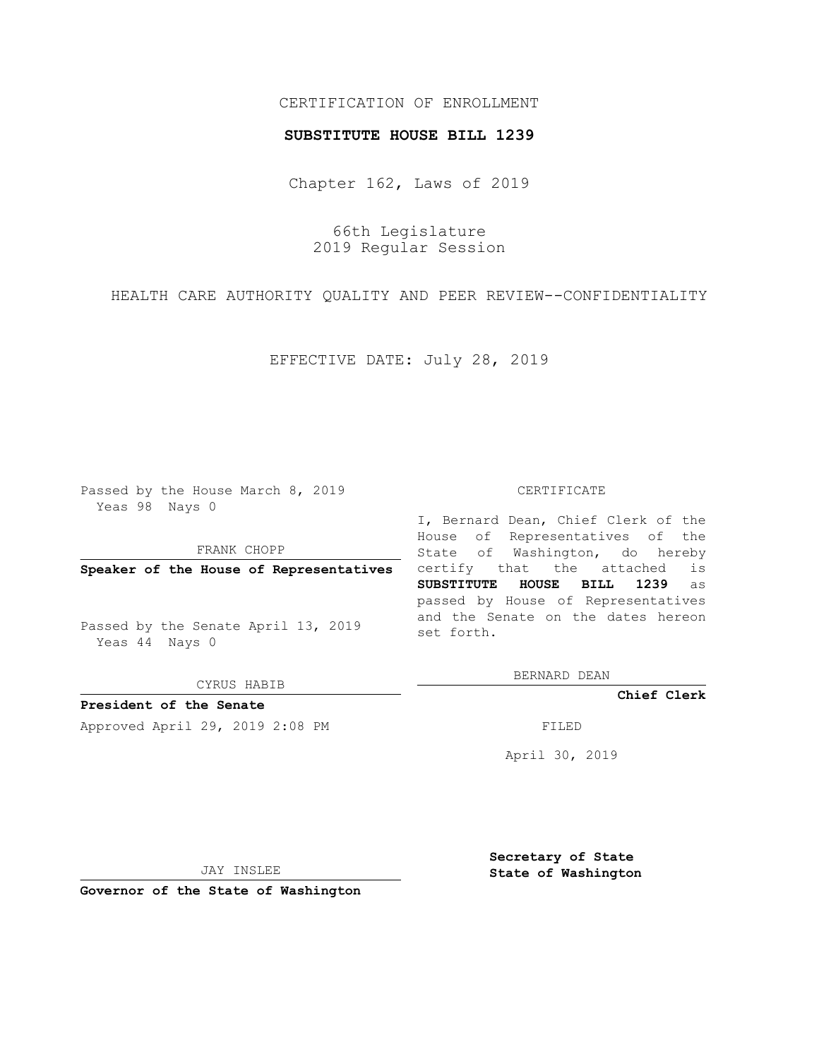CERTIFICATION OF ENROLLMENT

**SUBSTITUTE HOUSE BILL 1239**

Chapter 162, Laws of 2019

66th Legislature
2019 Regular Session

HEALTH CARE AUTHORITY QUALITY AND PEER REVIEW--CONFIDENTIALITY

EFFECTIVE DATE: July 28, 2019

Passed by the House March 8, 2019
Yeas 98 Nays 0

FRANK CHOPP

**Speaker of the House of Representatives**

Passed by the Senate April 13, 2019
Yeas 44 Nays 0

CYRUS HABIB

**President of the Senate**

Approved April 29, 2019 2:08 PM

JAY INSLEE

**Governor of the State of Washington**

CERTIFICATE

I, Bernard Dean, Chief Clerk of the House of Representatives of the State of Washington, do hereby certify that the attached is **SUBSTITUTE HOUSE BILL 1239** as passed by House of Representatives and the Senate on the dates hereon set forth.

BERNARD DEAN

**Chief Clerk**

FILED

April 30, 2019

**Secretary of State**
**State of Washington**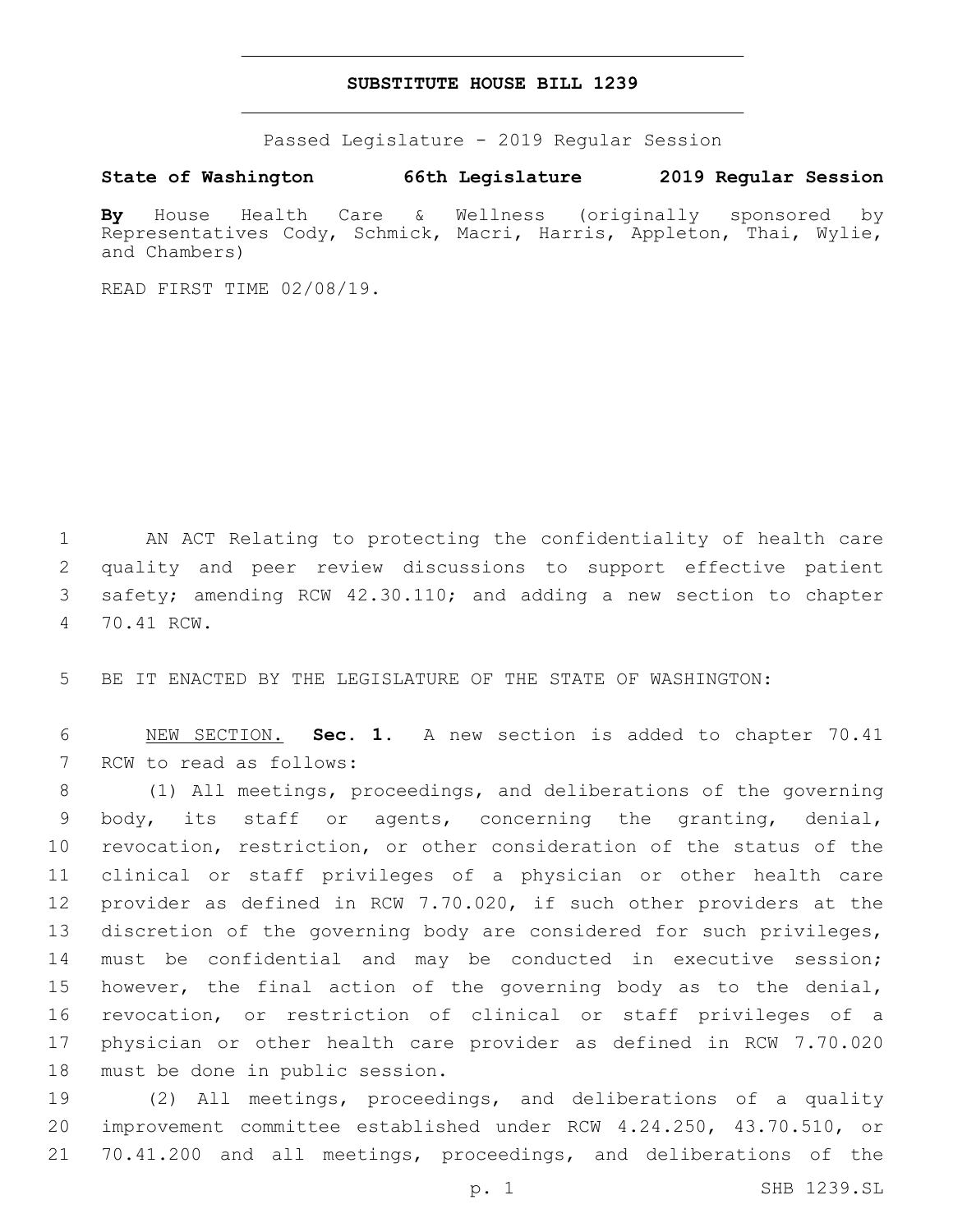# SUBSTITUTE HOUSE BILL 1239

Passed Legislature - 2019 Regular Session

**State of Washington 66th Legislature 2019 Regular Session**

**By** House Health Care & Wellness (originally sponsored by Representatives Cody, Schmick, Macri, Harris, Appleton, Thai, Wylie, and Chambers)

READ FIRST TIME 02/08/19.

AN ACT Relating to protecting the confidentiality of health care quality and peer review discussions to support effective patient safety; amending RCW 42.30.110; and adding a new section to chapter 70.41 RCW.

BE IT ENACTED BY THE LEGISLATURE OF THE STATE OF WASHINGTON:

NEW SECTION. **Sec. 1.** A new section is added to chapter 70.41 RCW to read as follows:

(1) All meetings, proceedings, and deliberations of the governing body, its staff or agents, concerning the granting, denial, revocation, restriction, or other consideration of the status of the clinical or staff privileges of a physician or other health care provider as defined in RCW 7.70.020, if such other providers at the discretion of the governing body are considered for such privileges, must be confidential and may be conducted in executive session; however, the final action of the governing body as to the denial, revocation, or restriction of clinical or staff privileges of a physician or other health care provider as defined in RCW 7.70.020 must be done in public session.

(2) All meetings, proceedings, and deliberations of a quality improvement committee established under RCW 4.24.250, 43.70.510, or 70.41.200 and all meetings, proceedings, and deliberations of the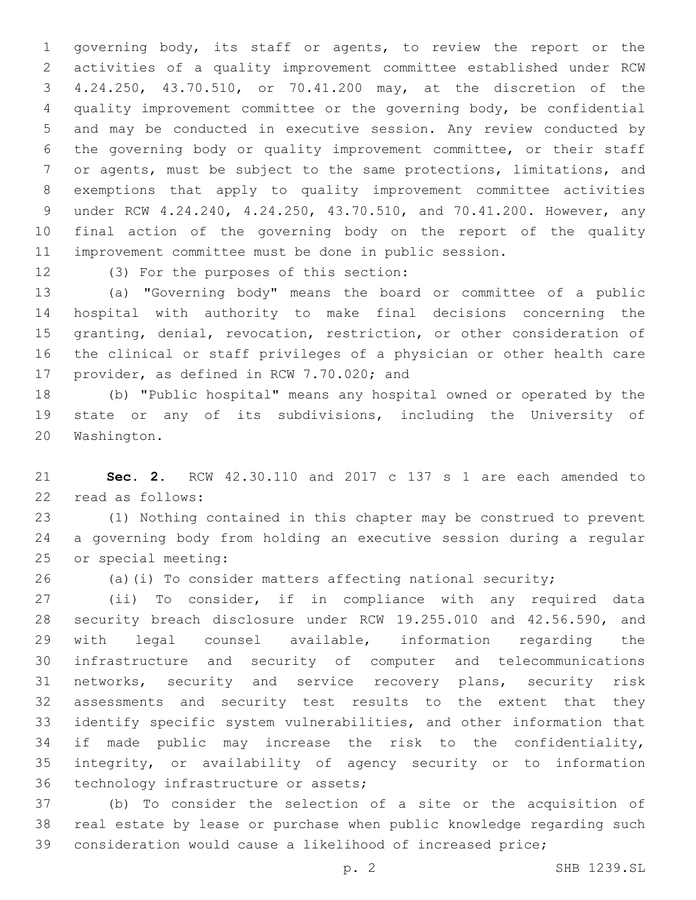governing body, its staff or agents, to review the report or the activities of a quality improvement committee established under RCW 4.24.250, 43.70.510, or 70.41.200 may, at the discretion of the quality improvement committee or the governing body, be confidential and may be conducted in executive session. Any review conducted by the governing body or quality improvement committee, or their staff or agents, must be subject to the same protections, limitations, and exemptions that apply to quality improvement committee activities under RCW 4.24.240, 4.24.250, 43.70.510, and 70.41.200. However, any final action of the governing body on the report of the quality improvement committee must be done in public session.

(3) For the purposes of this section:

(a) "Governing body" means the board or committee of a public hospital with authority to make final decisions concerning the granting, denial, revocation, restriction, or other consideration of the clinical or staff privileges of a physician or other health care provider, as defined in RCW 7.70.020; and

(b) "Public hospital" means any hospital owned or operated by the state or any of its subdivisions, including the University of Washington.

**Sec. 2.** RCW 42.30.110 and 2017 c 137 s 1 are each amended to read as follows:

(1) Nothing contained in this chapter may be construed to prevent a governing body from holding an executive session during a regular or special meeting:

(a)(i) To consider matters affecting national security;

(ii) To consider, if in compliance with any required data security breach disclosure under RCW 19.255.010 and 42.56.590, and with legal counsel available, information regarding the infrastructure and security of computer and telecommunications networks, security and service recovery plans, security risk assessments and security test results to the extent that they identify specific system vulnerabilities, and other information that if made public may increase the risk to the confidentiality, integrity, or availability of agency security or to information technology infrastructure or assets;

(b) To consider the selection of a site or the acquisition of real estate by lease or purchase when public knowledge regarding such consideration would cause a likelihood of increased price;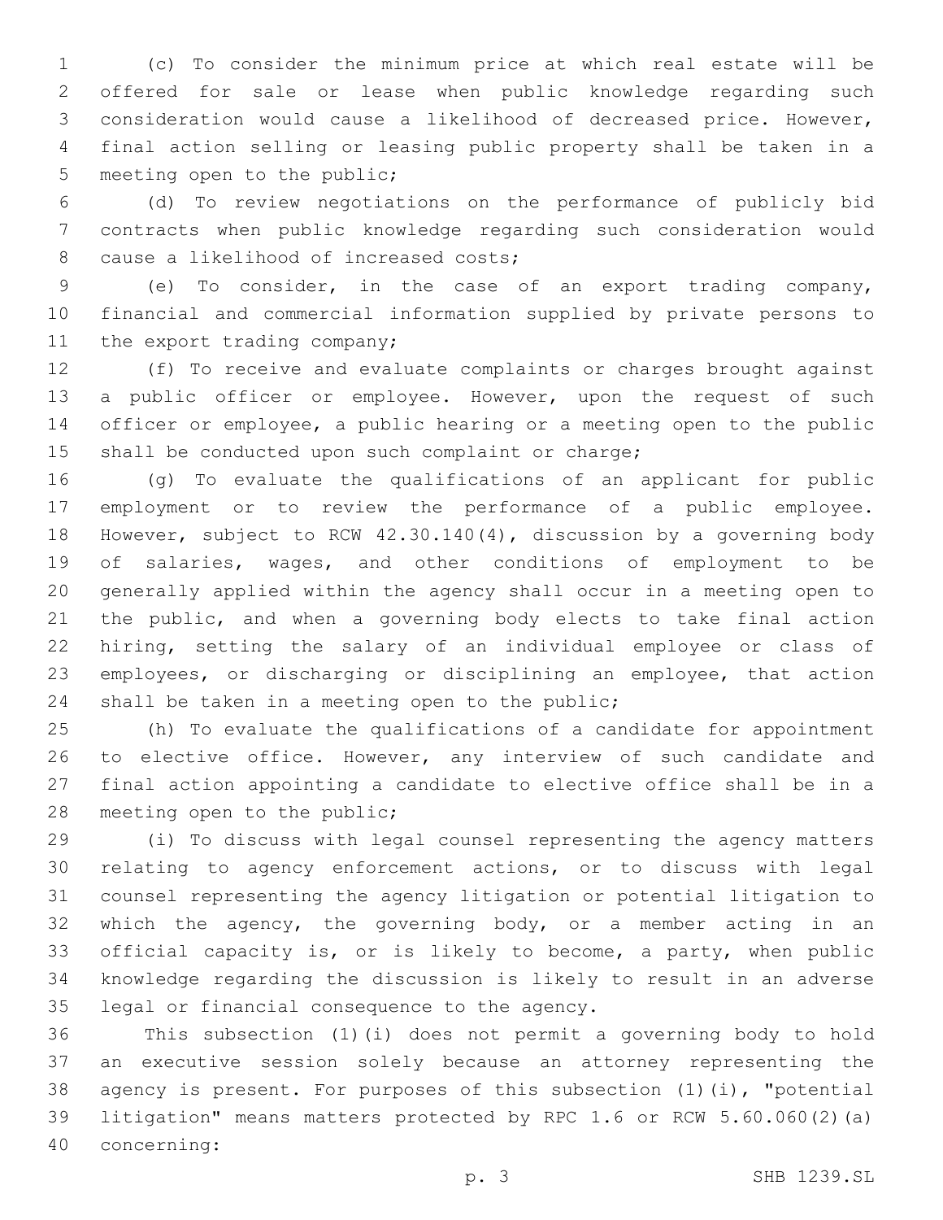(c) To consider the minimum price at which real estate will be offered for sale or lease when public knowledge regarding such consideration would cause a likelihood of decreased price. However, final action selling or leasing public property shall be taken in a meeting open to the public;

(d) To review negotiations on the performance of publicly bid contracts when public knowledge regarding such consideration would cause a likelihood of increased costs;

(e) To consider, in the case of an export trading company, financial and commercial information supplied by private persons to the export trading company;

(f) To receive and evaluate complaints or charges brought against a public officer or employee. However, upon the request of such officer or employee, a public hearing or a meeting open to the public shall be conducted upon such complaint or charge;

(g) To evaluate the qualifications of an applicant for public employment or to review the performance of a public employee. However, subject to RCW 42.30.140(4), discussion by a governing body of salaries, wages, and other conditions of employment to be generally applied within the agency shall occur in a meeting open to the public, and when a governing body elects to take final action hiring, setting the salary of an individual employee or class of employees, or discharging or disciplining an employee, that action shall be taken in a meeting open to the public;

(h) To evaluate the qualifications of a candidate for appointment to elective office. However, any interview of such candidate and final action appointing a candidate to elective office shall be in a meeting open to the public;

(i) To discuss with legal counsel representing the agency matters relating to agency enforcement actions, or to discuss with legal counsel representing the agency litigation or potential litigation to which the agency, the governing body, or a member acting in an official capacity is, or is likely to become, a party, when public knowledge regarding the discussion is likely to result in an adverse legal or financial consequence to the agency.

This subsection (1)(i) does not permit a governing body to hold an executive session solely because an attorney representing the agency is present. For purposes of this subsection (1)(i), "potential litigation" means matters protected by RPC 1.6 or RCW 5.60.060(2)(a) concerning: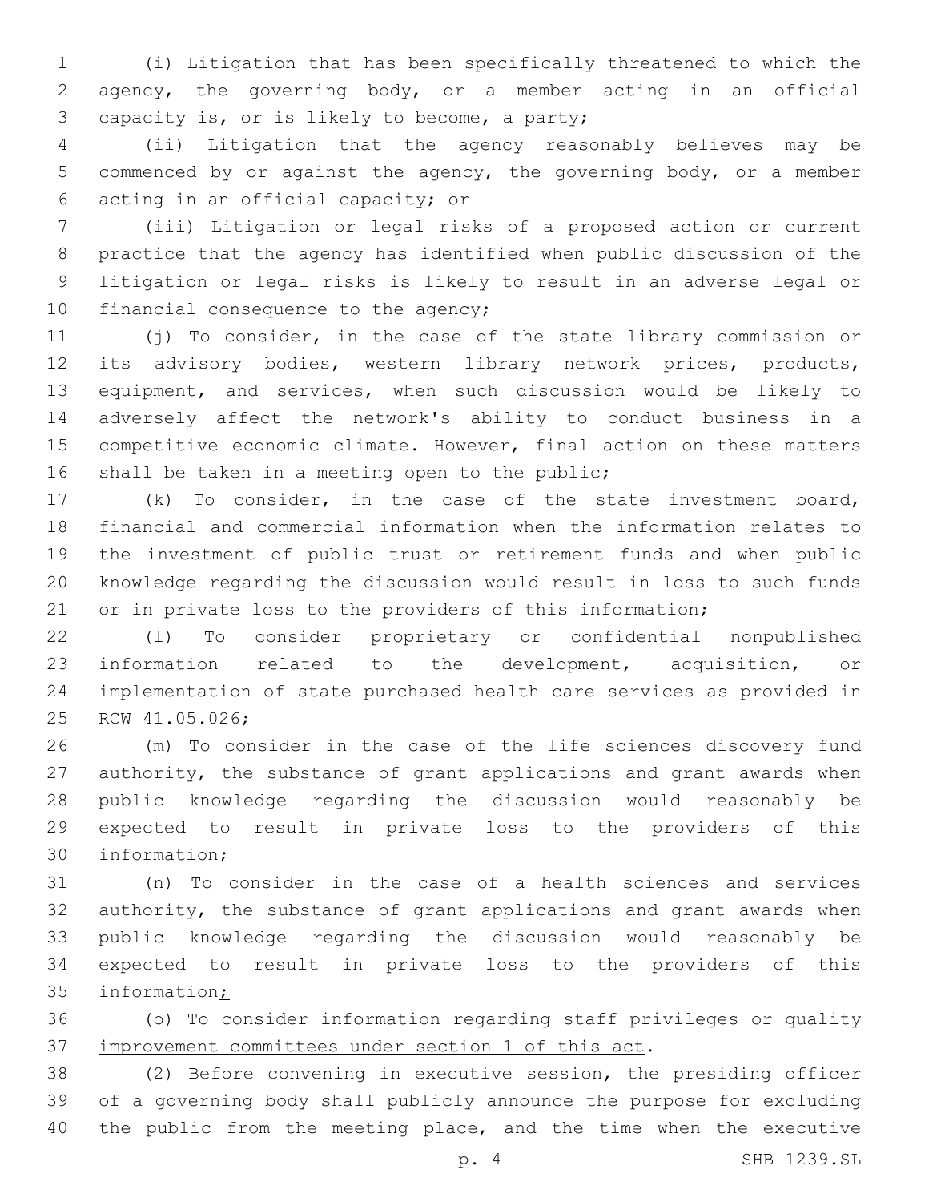(i) Litigation that has been specifically threatened to which the agency, the governing body, or a member acting in an official capacity is, or is likely to become, a party;

(ii) Litigation that the agency reasonably believes may be commenced by or against the agency, the governing body, or a member acting in an official capacity; or

(iii) Litigation or legal risks of a proposed action or current practice that the agency has identified when public discussion of the litigation or legal risks is likely to result in an adverse legal or financial consequence to the agency;

(j) To consider, in the case of the state library commission or its advisory bodies, western library network prices, products, equipment, and services, when such discussion would be likely to adversely affect the network's ability to conduct business in a competitive economic climate. However, final action on these matters shall be taken in a meeting open to the public;

(k) To consider, in the case of the state investment board, financial and commercial information when the information relates to the investment of public trust or retirement funds and when public knowledge regarding the discussion would result in loss to such funds or in private loss to the providers of this information;

(l) To consider proprietary or confidential nonpublished information related to the development, acquisition, or implementation of state purchased health care services as provided in RCW 41.05.026;

(m) To consider in the case of the life sciences discovery fund authority, the substance of grant applications and grant awards when public knowledge regarding the discussion would reasonably be expected to result in private loss to the providers of this information;

(n) To consider in the case of a health sciences and services authority, the substance of grant applications and grant awards when public knowledge regarding the discussion would reasonably be expected to result in private loss to the providers of this information;

(o) To consider information regarding staff privileges or quality improvement committees under section 1 of this act.

(2) Before convening in executive session, the presiding officer of a governing body shall publicly announce the purpose for excluding the public from the meeting place, and the time when the executive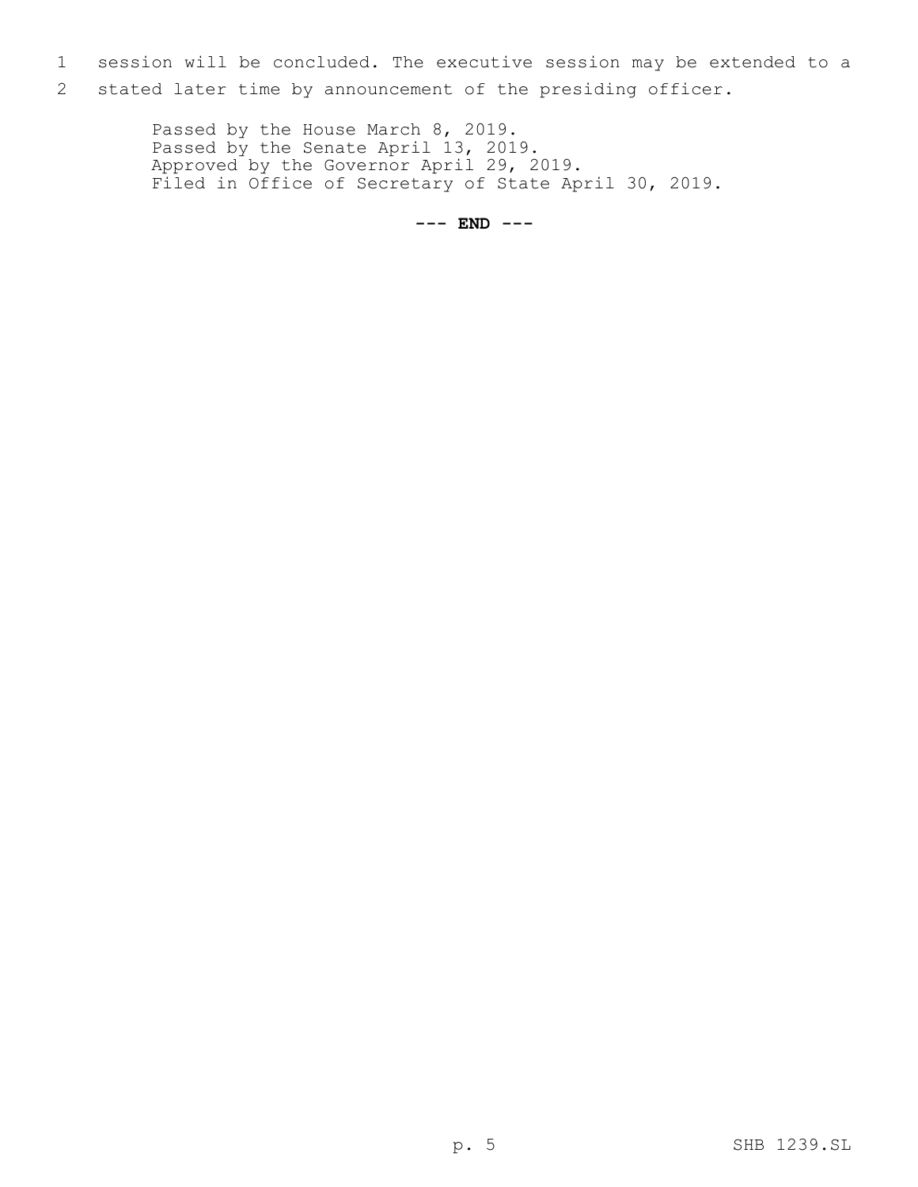session will be concluded. The executive session may be extended to a stated later time by announcement of the presiding officer.

Passed by the House March 8, 2019.
Passed by the Senate April 13, 2019.
Approved by the Governor April 29, 2019.
Filed in Office of Secretary of State April 30, 2019.

**--- END ---**